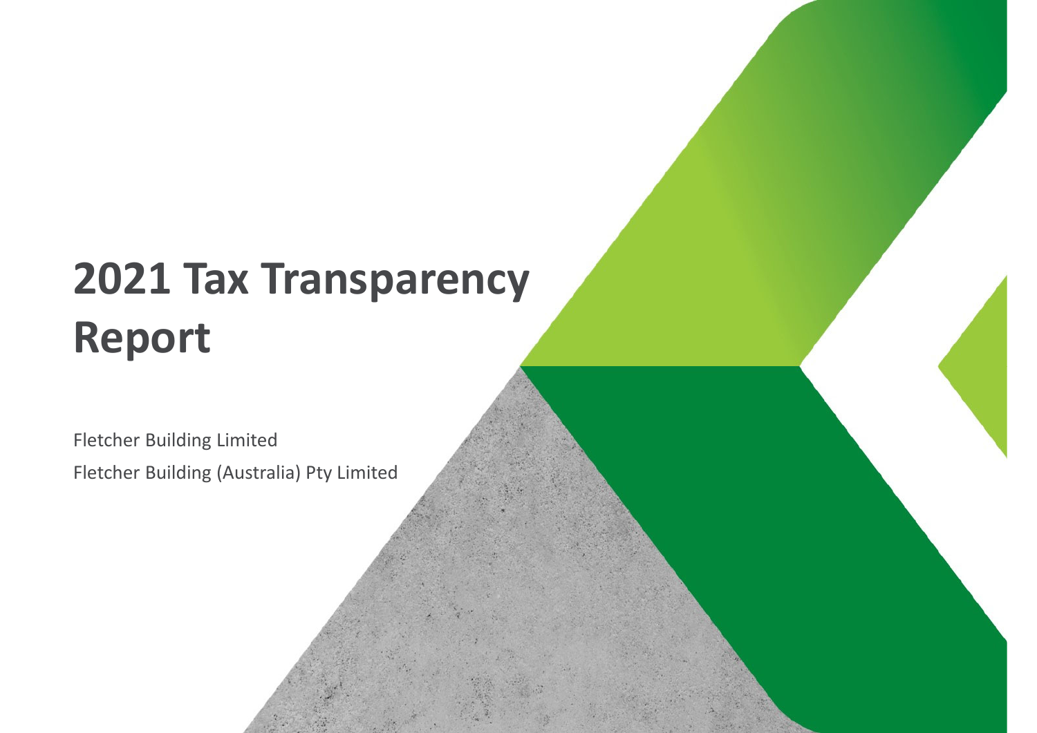# 2021 Tax Transparency Report

Fletcher Building Limited

Fletcher Building (Australia) Pty Limited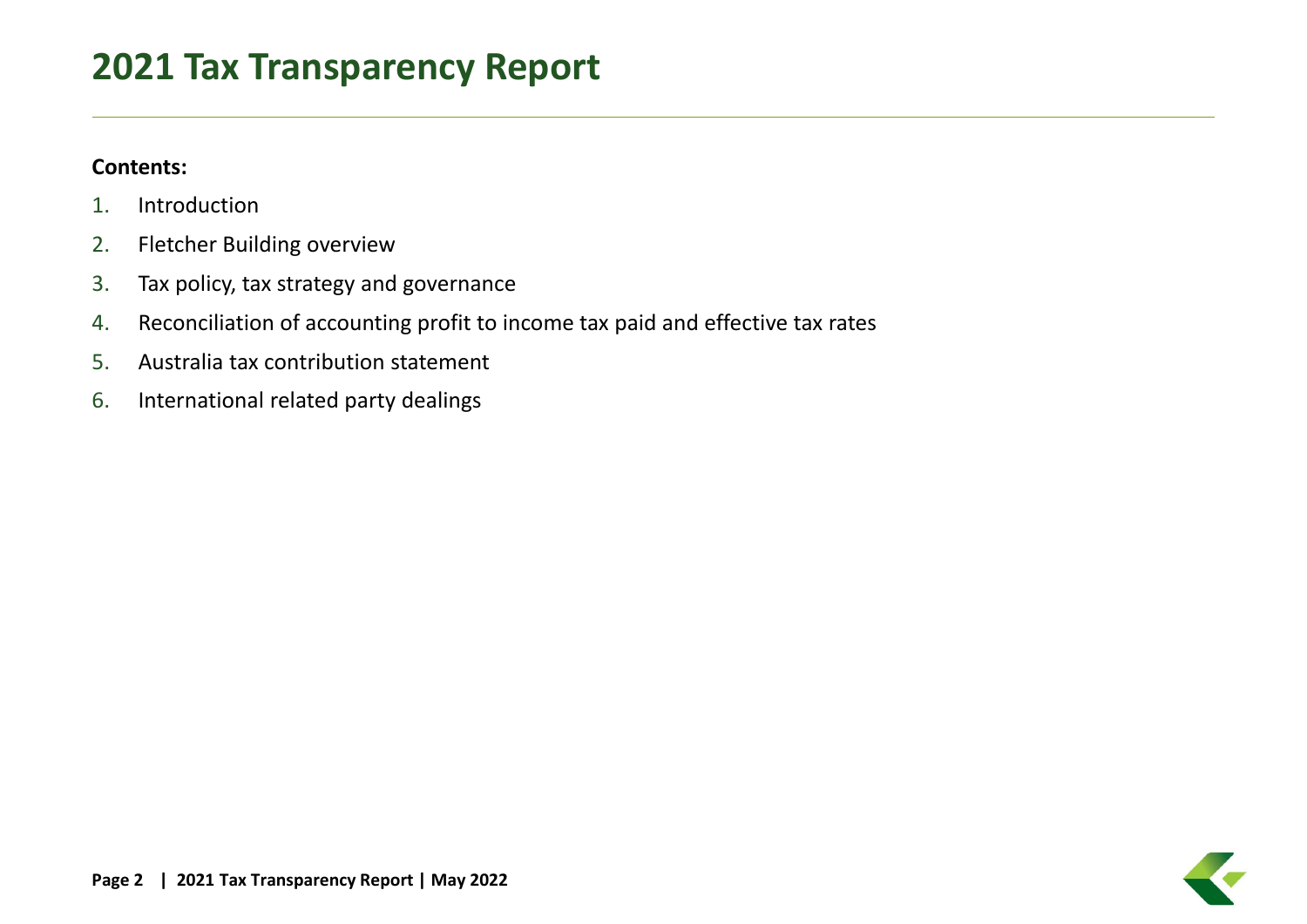# 2021 Tax Transparency Report

**Contents:**

1. Introduction
2. Fletcher Building overview
3. Tax policy, tax strategy and governance
4. Reconciliation of accounting profit to income tax paid and effective tax rates
5. Australia tax contribution statement
6. International related party dealings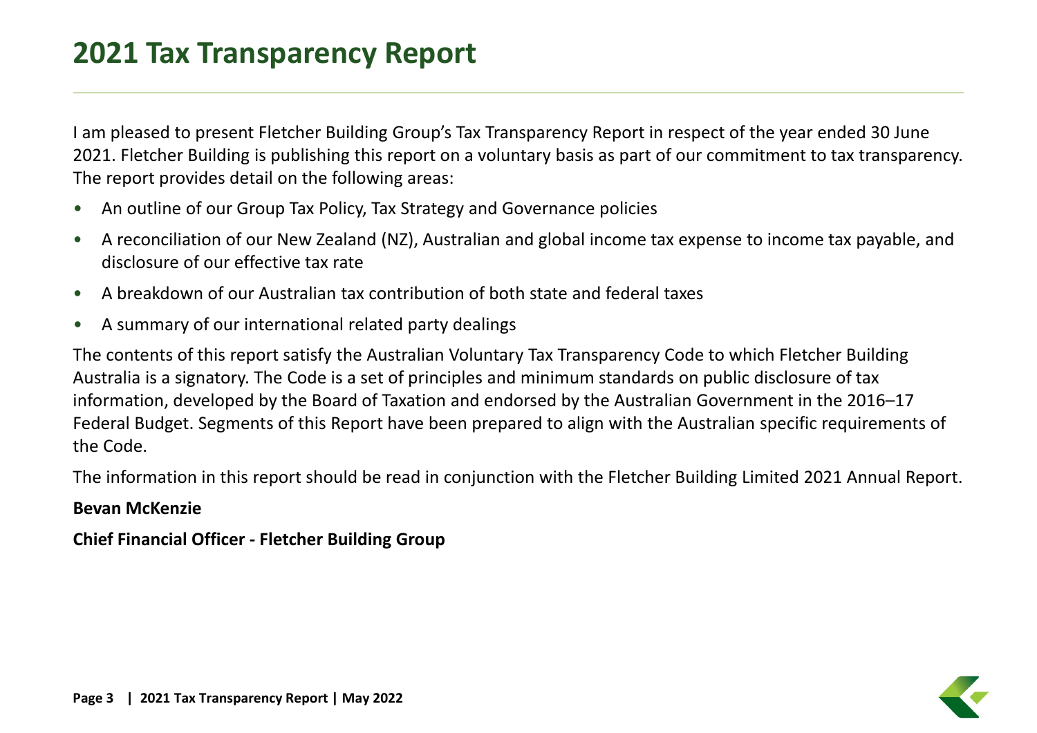# 2021 Tax Transparency Report

I am pleased to present Fletcher Building Group's Tax Transparency Report in respect of the year ended 30 June 2021. Fletcher Building is publishing this report on a voluntary basis as part of our commitment to tax transparency. The report provides detail on the following areas:

- An outline of our Group Tax Policy, Tax Strategy and Governance policies
- A reconciliation of our New Zealand (NZ), Australian and global income tax expense to income tax payable, and disclosure of our effective tax rate
- A breakdown of our Australian tax contribution of both state and federal taxes
- A summary of our international related party dealings

The contents of this report satisfy the Australian Voluntary Tax Transparency Code to which Fletcher Building Australia is a signatory. The Code is a set of principles and minimum standards on public disclosure of tax information, developed by the Board of Taxation and endorsed by the Australian Government in the 2016–17 Federal Budget. Segments of this Report have been prepared to align with the Australian specific requirements of the Code.

The information in this report should be read in conjunction with the Fletcher Building Limited 2021 Annual Report.

**Bevan McKenzie**

**Chief Financial Officer - Fletcher Building Group**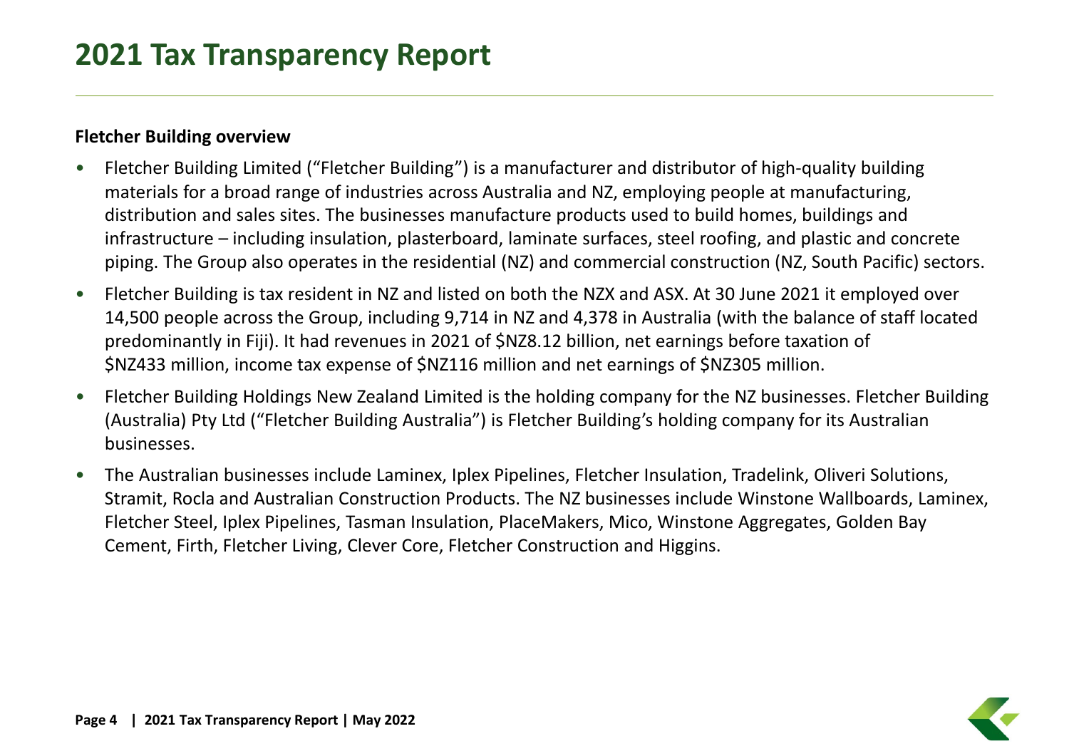# 2021 Tax Transparency Report

**Fletcher Building overview**

- Fletcher Building Limited ("Fletcher Building") is a manufacturer and distributor of high-quality building materials for a broad range of industries across Australia and NZ, employing people at manufacturing, distribution and sales sites. The businesses manufacture products used to build homes, buildings and infrastructure – including insulation, plasterboard, laminate surfaces, steel roofing, and plastic and concrete piping. The Group also operates in the residential (NZ) and commercial construction (NZ, South Pacific) sectors.
- Fletcher Building is tax resident in NZ and listed on both the NZX and ASX. At 30 June 2021 it employed over 14,500 people across the Group, including 9,714 in NZ and 4,378 in Australia (with the balance of staff located predominantly in Fiji). It had revenues in 2021 of $NZ8.12 billion, net earnings before taxation of $NZ433 million, income tax expense of $NZ116 million and net earnings of $NZ305 million.
- Fletcher Building Holdings New Zealand Limited is the holding company for the NZ businesses. Fletcher Building (Australia) Pty Ltd ("Fletcher Building Australia") is Fletcher Building's holding company for its Australian businesses.
- The Australian businesses include Laminex, Iplex Pipelines, Fletcher Insulation, Tradelink, Oliveri Solutions, Stramit, Rocla and Australian Construction Products. The NZ businesses include Winstone Wallboards, Laminex, Fletcher Steel, Iplex Pipelines, Tasman Insulation, PlaceMakers, Mico, Winstone Aggregates, Golden Bay Cement, Firth, Fletcher Living, Clever Core, Fletcher Construction and Higgins.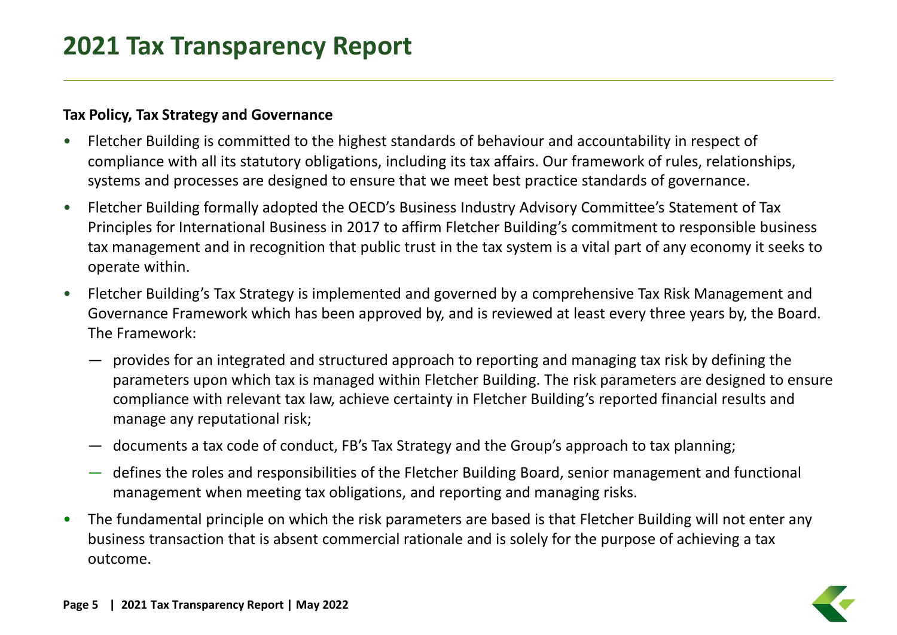# 2021 Tax Transparency Report

**Tax Policy, Tax Strategy and Governance**

- Fletcher Building is committed to the highest standards of behaviour and accountability in respect of compliance with all its statutory obligations, including its tax affairs. Our framework of rules, relationships, systems and processes are designed to ensure that we meet best practice standards of governance.
- Fletcher Building formally adopted the OECD's Business Industry Advisory Committee's Statement of Tax Principles for International Business in 2017 to affirm Fletcher Building's commitment to responsible business tax management and in recognition that public trust in the tax system is a vital part of any economy it seeks to operate within.
- Fletcher Building's Tax Strategy is implemented and governed by a comprehensive Tax Risk Management and Governance Framework which has been approved by, and is reviewed at least every three years by, the Board. The Framework:
  - provides for an integrated and structured approach to reporting and managing tax risk by defining the parameters upon which tax is managed within Fletcher Building. The risk parameters are designed to ensure compliance with relevant tax law, achieve certainty in Fletcher Building's reported financial results and manage any reputational risk;
  - documents a tax code of conduct, FB's Tax Strategy and the Group's approach to tax planning;
  - defines the roles and responsibilities of the Fletcher Building Board, senior management and functional management when meeting tax obligations, and reporting and managing risks.
- The fundamental principle on which the risk parameters are based is that Fletcher Building will not enter any business transaction that is absent commercial rationale and is solely for the purpose of achieving a tax outcome.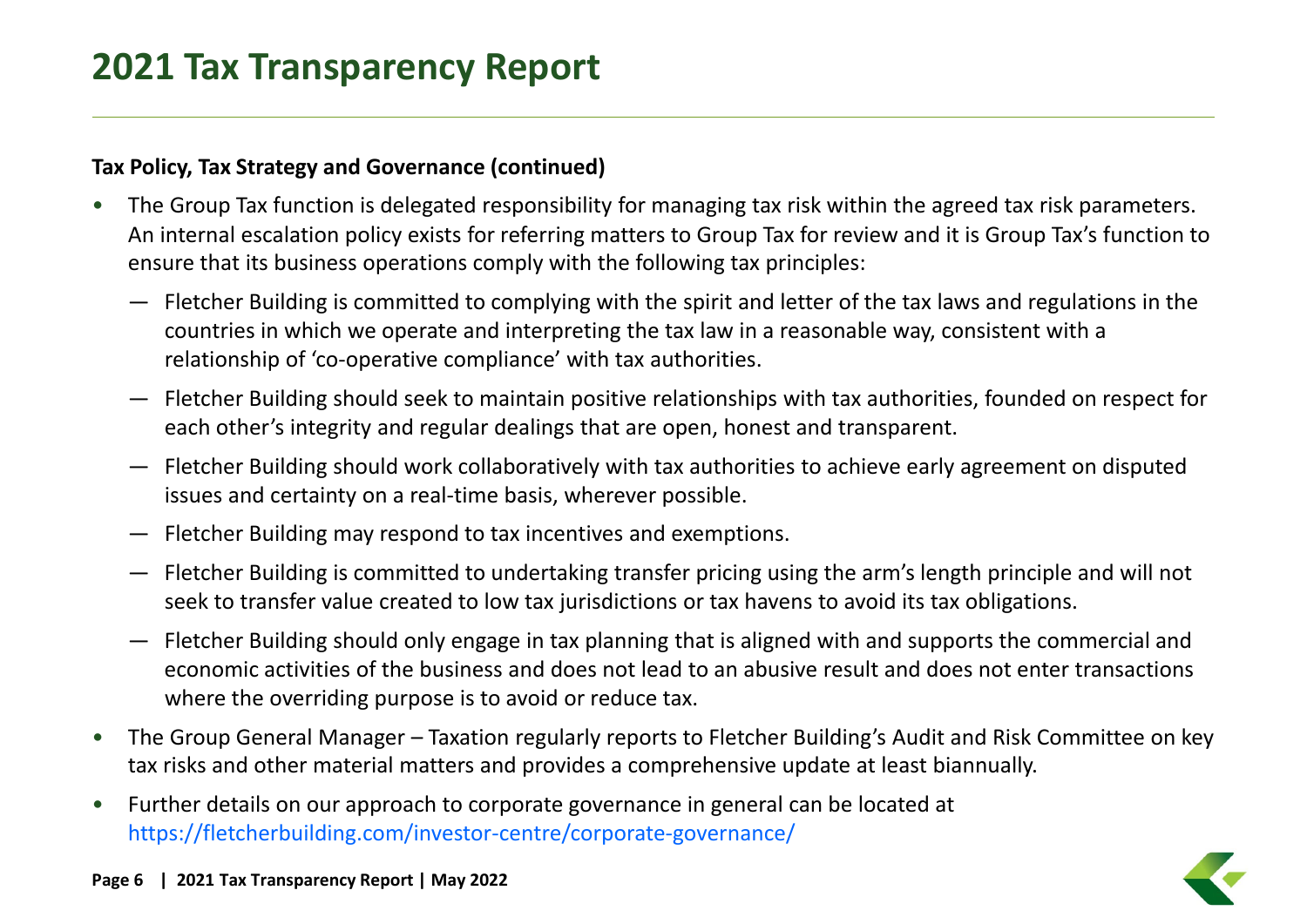# 2021 Tax Transparency Report

**Tax Policy, Tax Strategy and Governance (continued)**

- The Group Tax function is delegated responsibility for managing tax risk within the agreed tax risk parameters. An internal escalation policy exists for referring matters to Group Tax for review and it is Group Tax's function to ensure that its business operations comply with the following tax principles:
  - Fletcher Building is committed to complying with the spirit and letter of the tax laws and regulations in the countries in which we operate and interpreting the tax law in a reasonable way, consistent with a relationship of 'co-operative compliance' with tax authorities.
  - Fletcher Building should seek to maintain positive relationships with tax authorities, founded on respect for each other's integrity and regular dealings that are open, honest and transparent.
  - Fletcher Building should work collaboratively with tax authorities to achieve early agreement on disputed issues and certainty on a real-time basis, wherever possible.
  - Fletcher Building may respond to tax incentives and exemptions.
  - Fletcher Building is committed to undertaking transfer pricing using the arm's length principle and will not seek to transfer value created to low tax jurisdictions or tax havens to avoid its tax obligations.
  - Fletcher Building should only engage in tax planning that is aligned with and supports the commercial and economic activities of the business and does not lead to an abusive result and does not enter transactions where the overriding purpose is to avoid or reduce tax.
- The Group General Manager – Taxation regularly reports to Fletcher Building's Audit and Risk Committee on key tax risks and other material matters and provides a comprehensive update at least biannually.
- Further details on our approach to corporate governance in general can be located at https://fletcherbuilding.com/investor-centre/corporate-governance/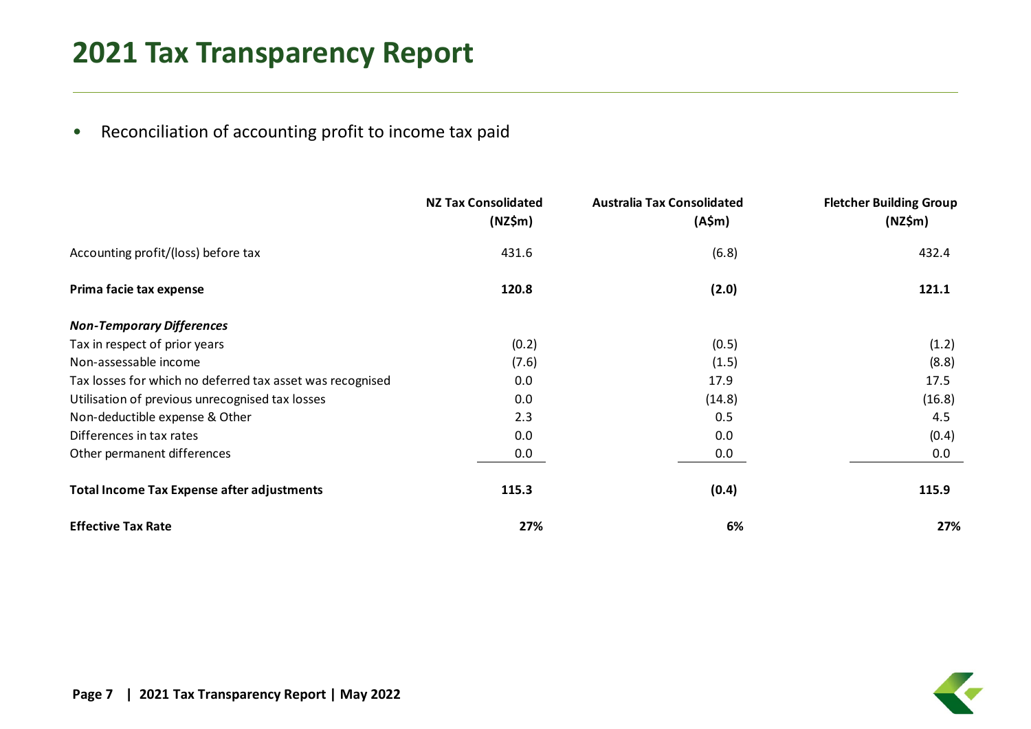# 2021 Tax Transparency Report

- Reconciliation of accounting profit to income tax paid

| | NZ Tax Consolidated (NZ$m) | Australia Tax Consolidated (A$m) | Fletcher Building Group (NZ$m) |
|---|---|---|---|
| Accounting profit/(loss) before tax | 431.6 | (6.8) | 432.4 |
| **Prima facie tax expense** | **120.8** | **(2.0)** | **121.1** |
| ***Non-Temporary Differences*** | | | |
| Tax in respect of prior years | (0.2) | (0.5) | (1.2) |
| Non-assessable income | (7.6) | (1.5) | (8.8) |
| Tax losses for which no deferred tax asset was recognised | 0.0 | 17.9 | 17.5 |
| Utilisation of previous unrecognised tax losses | 0.0 | (14.8) | (16.8) |
| Non-deductible expense & Other | 2.3 | 0.5 | 4.5 |
| Differences in tax rates | 0.0 | 0.0 | (0.4) |
| Other permanent differences | 0.0 | 0.0 | 0.0 |
| **Total Income Tax Expense after adjustments** | **115.3** | **(0.4)** | **115.9** |
| **Effective Tax Rate** | **27%** | **6%** | **27%** |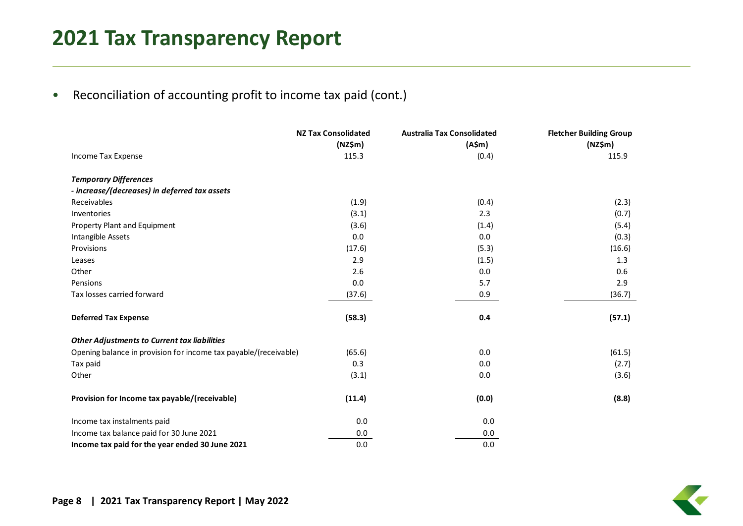# 2021 Tax Transparency Report

- Reconciliation of accounting profit to income tax paid (cont.)

| | NZ Tax Consolidated (NZ$m) | Australia Tax Consolidated (A$m) | Fletcher Building Group (NZ$m) |
|---|---|---|---|
| Income Tax Expense | 115.3 | (0.4) | 115.9 |
| ***Temporary Differences*** | | | |
| ***- increase/(decreases) in deferred tax assets*** | | | |
| Receivables | (1.9) | (0.4) | (2.3) |
| Inventories | (3.1) | 2.3 | (0.7) |
| Property Plant and Equipment | (3.6) | (1.4) | (5.4) |
| Intangible Assets | 0.0 | 0.0 | (0.3) |
| Provisions | (17.6) | (5.3) | (16.6) |
| Leases | 2.9 | (1.5) | 1.3 |
| Other | 2.6 | 0.0 | 0.6 |
| Pensions | 0.0 | 5.7 | 2.9 |
| Tax losses carried forward | (37.6) | 0.9 | (36.7) |
| **Deferred Tax Expense** | **(58.3)** | **0.4** | **(57.1)** |
| ***Other Adjustments to Current tax liabilities*** | | | |
| Opening balance in provision for income tax payable/(receivable) | (65.6) | 0.0 | (61.5) |
| Tax paid | 0.3 | 0.0 | (2.7) |
| Other | (3.1) | 0.0 | (3.6) |
| **Provision for Income tax payable/(receivable)** | **(11.4)** | **(0.0)** | **(8.8)** |
| Income tax instalments paid | 0.0 | 0.0 | |
| Income tax balance paid for 30 June 2021 | 0.0 | 0.0 | |
| **Income tax paid for the year ended 30 June 2021** | 0.0 | 0.0 | |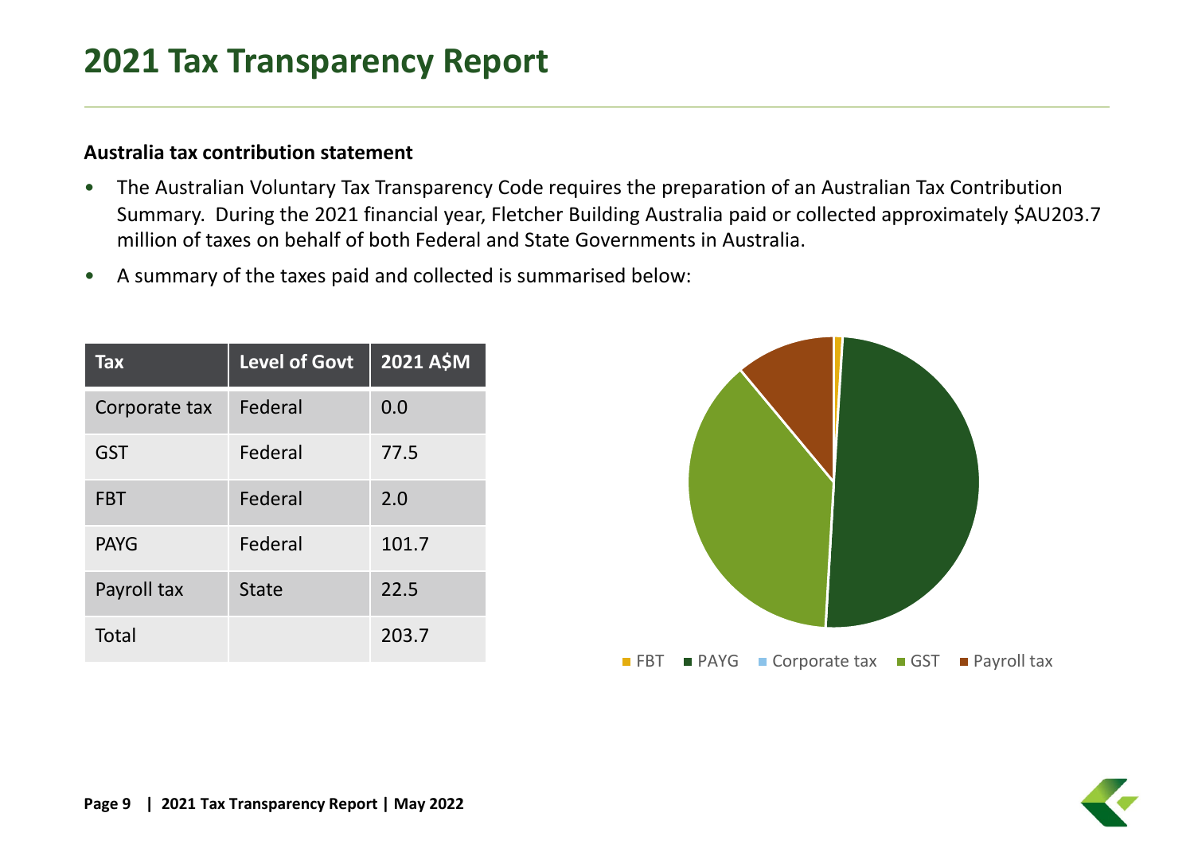# 2021 Tax Transparency Report

**Australia tax contribution statement**

- The Australian Voluntary Tax Transparency Code requires the preparation of an Australian Tax Contribution Summary. During the 2021 financial year, Fletcher Building Australia paid or collected approximately $AU203.7 million of taxes on behalf of both Federal and State Governments in Australia.
- A summary of the taxes paid and collected is summarised below:

| Tax | Level of Govt | 2021 A$M |
|---|---|---|
| Corporate tax | Federal | 0.0 |
| GST | Federal | 77.5 |
| FBT | Federal | 2.0 |
| PAYG | Federal | 101.7 |
| Payroll tax | State | 22.5 |
| Total | | 203.7 |

FBT ■ PAYG ■ Corporate tax ■ GST ■ Payroll tax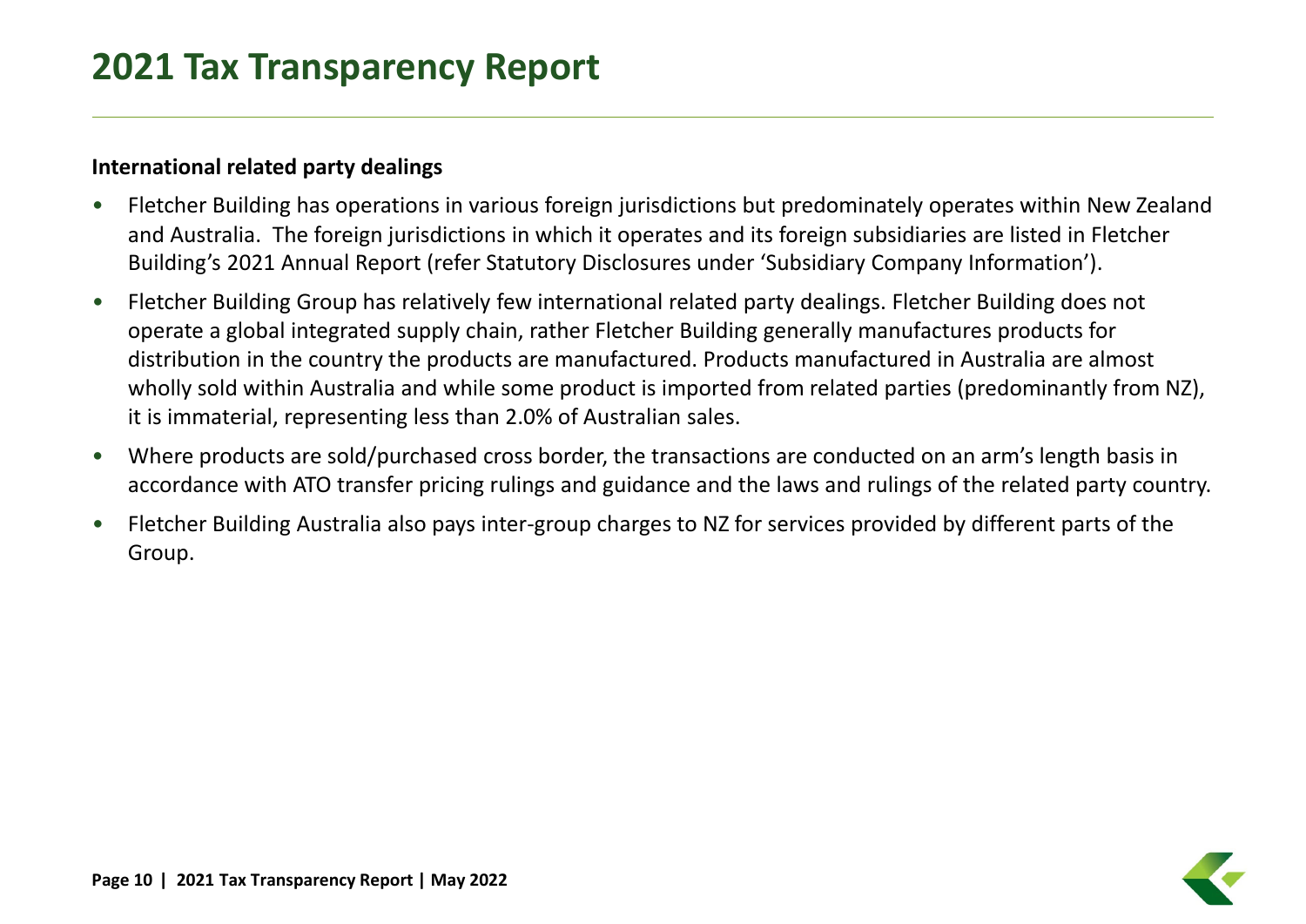# 2021 Tax Transparency Report

**International related party dealings**

- Fletcher Building has operations in various foreign jurisdictions but predominately operates within New Zealand and Australia. The foreign jurisdictions in which it operates and its foreign subsidiaries are listed in Fletcher Building's 2021 Annual Report (refer Statutory Disclosures under 'Subsidiary Company Information').
- Fletcher Building Group has relatively few international related party dealings. Fletcher Building does not operate a global integrated supply chain, rather Fletcher Building generally manufactures products for distribution in the country the products are manufactured. Products manufactured in Australia are almost wholly sold within Australia and while some product is imported from related parties (predominantly from NZ), it is immaterial, representing less than 2.0% of Australian sales.
- Where products are sold/purchased cross border, the transactions are conducted on an arm's length basis in accordance with ATO transfer pricing rulings and guidance and the laws and rulings of the related party country.
- Fletcher Building Australia also pays inter-group charges to NZ for services provided by different parts of the Group.